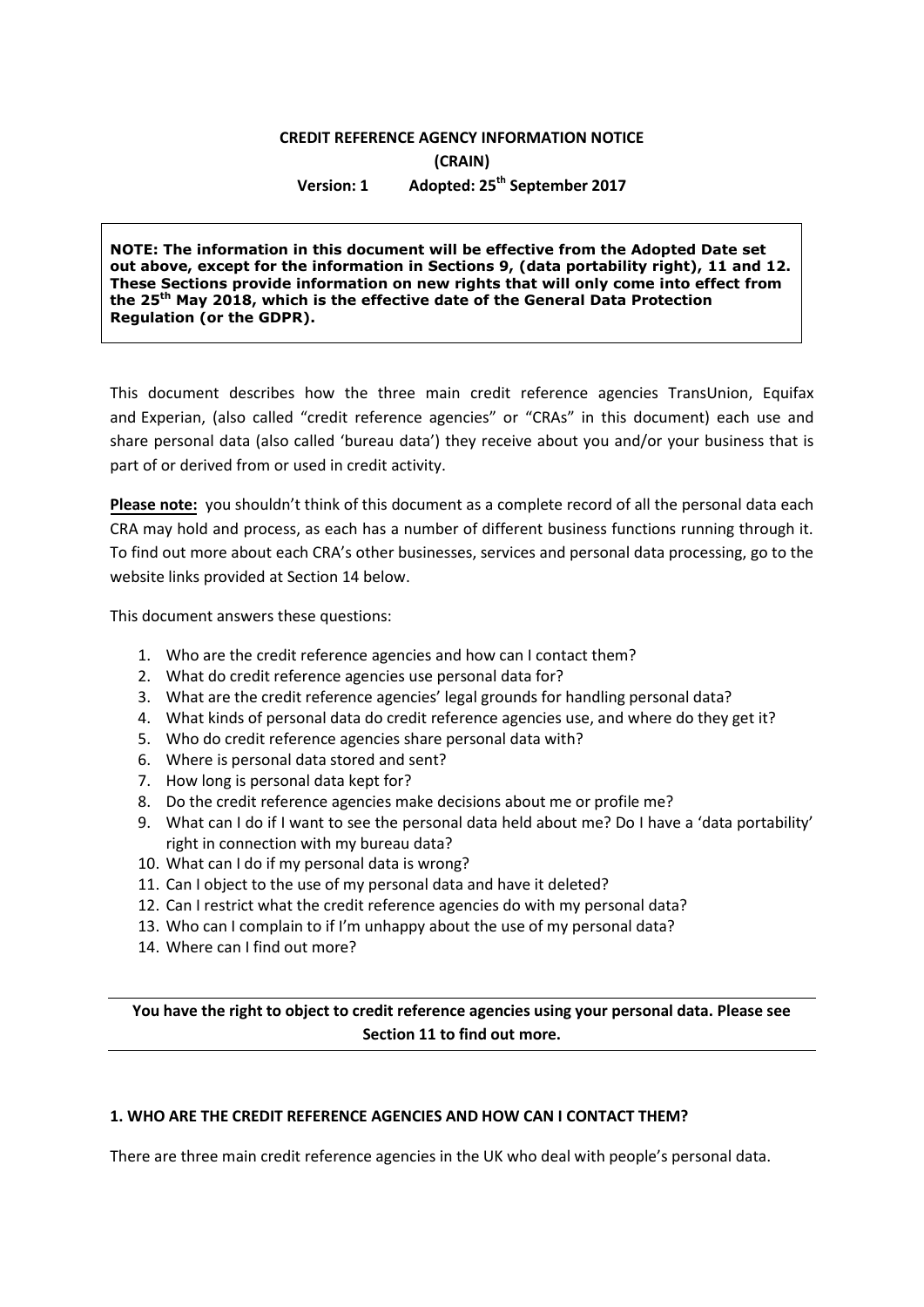# CREDIT REFERENCE AGENCY INFORMATION NOTICE

**(CRAIN)**

**Version: 1 Adopted: 25th September 2017**

**NOTE: The information in this document will be effective from the Adopted Date set out above, except for the information in Sections 9, (data portability right), 11 and 12. These Sections provide information on new rights that will only come into effect from the 25th May 2018, which is the effective date of the General Data Protection Regulation (or the GDPR).**

This document describes how the three main credit reference agencies TransUnion, Equifax and Experian, (also called "credit reference agencies" or "CRAs" in this document) each use and share personal data (also called 'bureau data') they receive about you and/or your business that is part of or derived from or used in credit activity.

**Please note:** you shouldn't think of this document as a complete record of all the personal data each CRA may hold and process, as each has a number of different business functions running through it. To find out more about each CRA's other businesses, services and personal data processing, go to the website links provided at Section 14 below.

This document answers these questions:

1. Who are the credit reference agencies and how can I contact them?
2. What do credit reference agencies use personal data for?
3. What are the credit reference agencies' legal grounds for handling personal data?
4. What kinds of personal data do credit reference agencies use, and where do they get it?
5. Who do credit reference agencies share personal data with?
6. Where is personal data stored and sent?
7. How long is personal data kept for?
8. Do the credit reference agencies make decisions about me or profile me?
9. What can I do if I want to see the personal data held about me? Do I have a 'data portability' right in connection with my bureau data?
10. What can I do if my personal data is wrong?
11. Can I object to the use of my personal data and have it deleted?
12. Can I restrict what the credit reference agencies do with my personal data?
13. Who can I complain to if I'm unhappy about the use of my personal data?
14. Where can I find out more?

---

**You have the right to object to credit reference agencies using your personal data. Please see Section 11 to find out more.**

---

## 1. WHO ARE THE CREDIT REFERENCE AGENCIES AND HOW CAN I CONTACT THEM?

There are three main credit reference agencies in the UK who deal with people's personal data.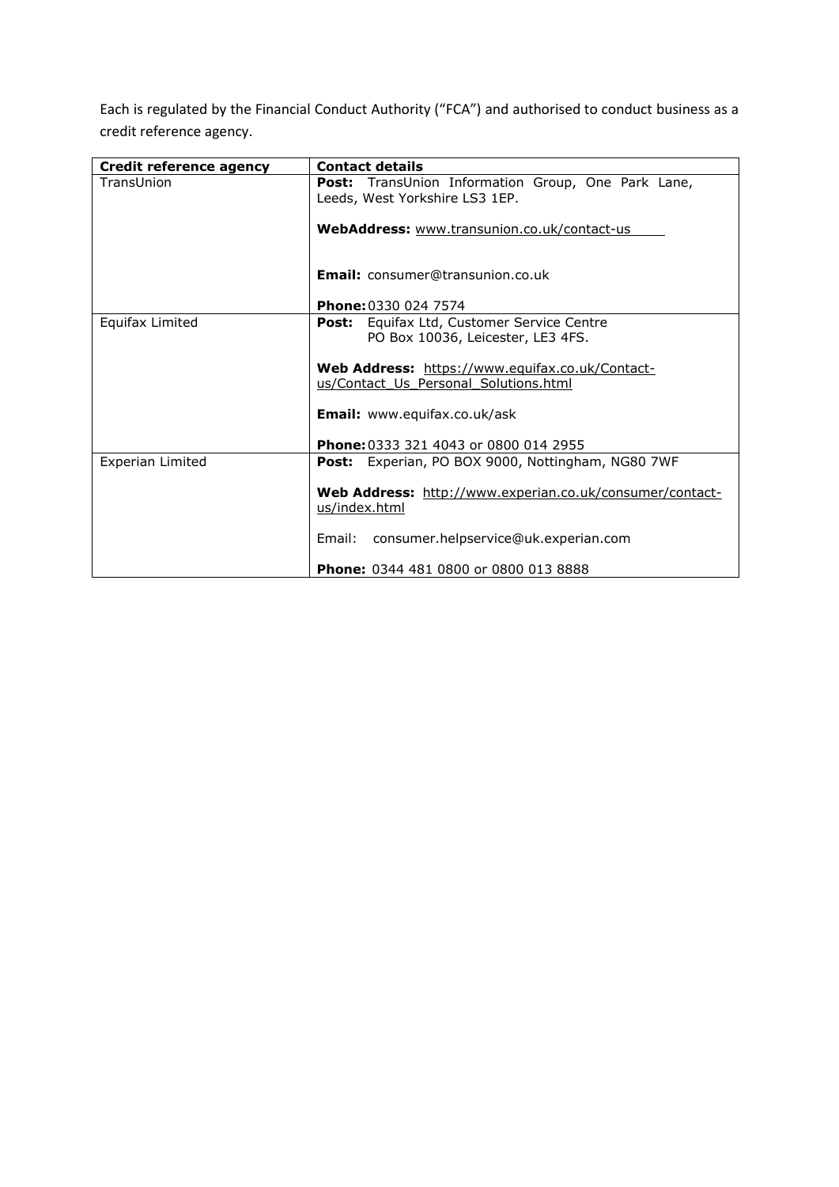Each is regulated by the Financial Conduct Authority ("FCA") and authorised to conduct business as a credit reference agency.

| **Credit reference agency** | **Contact details** |
|---|---|
| TransUnion | **Post:** TransUnion Information Group, One Park Lane, Leeds, West Yorkshire LS3 1EP.<br><br>**WebAddress:** www.transunion.co.uk/contact-us<br><br>**Email:** consumer@transunion.co.uk<br><br>**Phone:** 0330 024 7574 |
| Equifax Limited | **Post:** Equifax Ltd, Customer Service Centre PO Box 10036, Leicester, LE3 4FS.<br><br>**Web Address:** https://www.equifax.co.uk/Contact-us/Contact_Us_Personal_Solutions.html<br><br>**Email:** www.equifax.co.uk/ask<br><br>**Phone:** 0333 321 4043 or 0800 014 2955 |
| Experian Limited | **Post:** Experian, PO BOX 9000, Nottingham, NG80 7WF<br><br>**Web Address:** http://www.experian.co.uk/consumer/contact-us/index.html<br><br>Email: consumer.helpservice@uk.experian.com<br><br>**Phone:** 0344 481 0800 or 0800 013 8888 |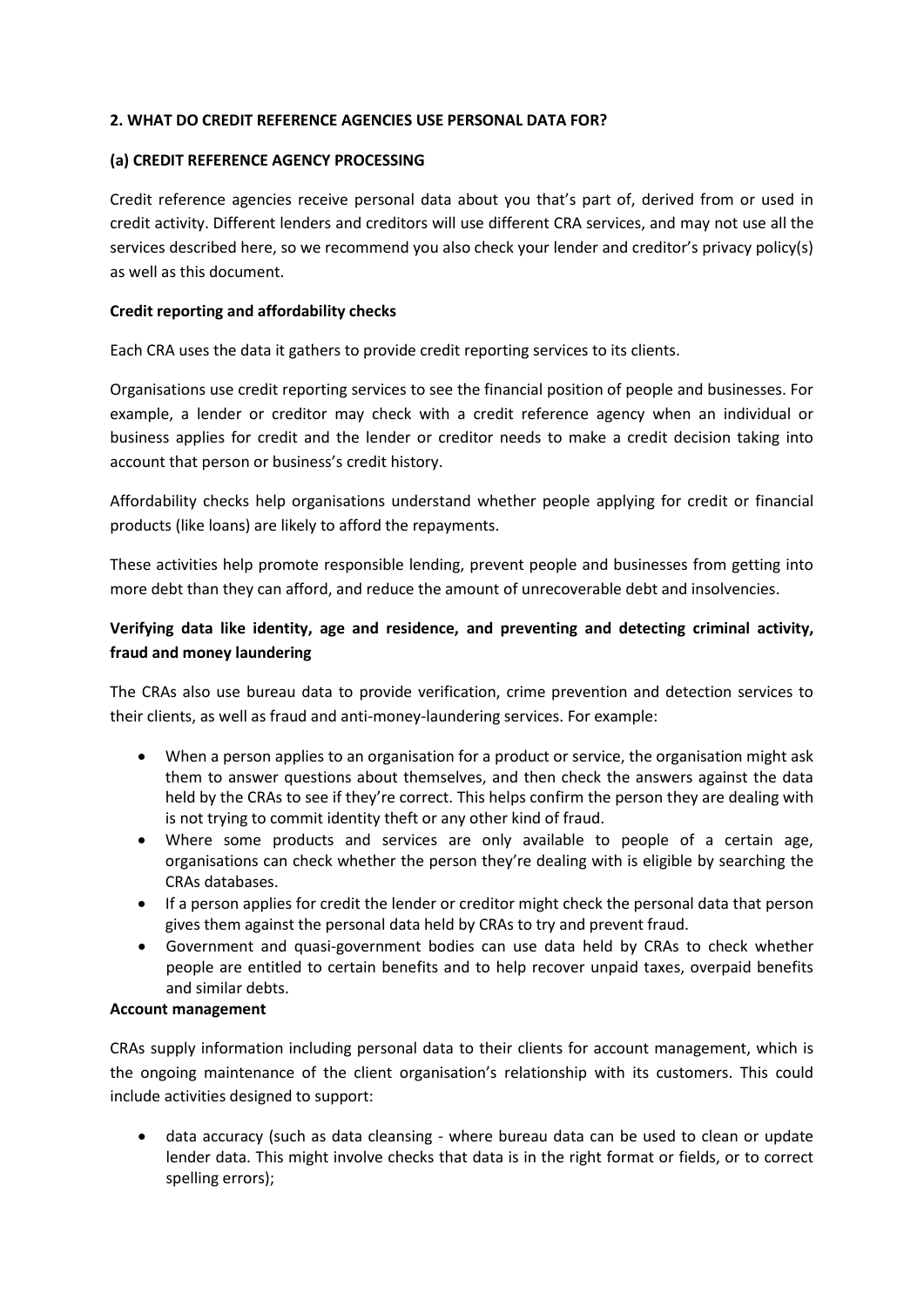## 2. WHAT DO CREDIT REFERENCE AGENCIES USE PERSONAL DATA FOR?

### (a) CREDIT REFERENCE AGENCY PROCESSING

Credit reference agencies receive personal data about you that's part of, derived from or used in credit activity. Different lenders and creditors will use different CRA services, and may not use all the services described here, so we recommend you also check your lender and creditor's privacy policy(s) as well as this document.

**Credit reporting and affordability checks**

Each CRA uses the data it gathers to provide credit reporting services to its clients.

Organisations use credit reporting services to see the financial position of people and businesses. For example, a lender or creditor may check with a credit reference agency when an individual or business applies for credit and the lender or creditor needs to make a credit decision taking into account that person or business's credit history.

Affordability checks help organisations understand whether people applying for credit or financial products (like loans) are likely to afford the repayments.

These activities help promote responsible lending, prevent people and businesses from getting into more debt than they can afford, and reduce the amount of unrecoverable debt and insolvencies.

**Verifying data like identity, age and residence, and preventing and detecting criminal activity, fraud and money laundering**

The CRAs also use bureau data to provide verification, crime prevention and detection services to their clients, as well as fraud and anti-money-laundering services. For example:

- When a person applies to an organisation for a product or service, the organisation might ask them to answer questions about themselves, and then check the answers against the data held by the CRAs to see if they're correct. This helps confirm the person they are dealing with is not trying to commit identity theft or any other kind of fraud.
- Where some products and services are only available to people of a certain age, organisations can check whether the person they're dealing with is eligible by searching the CRAs databases.
- If a person applies for credit the lender or creditor might check the personal data that person gives them against the personal data held by CRAs to try and prevent fraud.
- Government and quasi-government bodies can use data held by CRAs to check whether people are entitled to certain benefits and to help recover unpaid taxes, overpaid benefits and similar debts.

**Account management**

CRAs supply information including personal data to their clients for account management, which is the ongoing maintenance of the client organisation's relationship with its customers. This could include activities designed to support:

- data accuracy (such as data cleansing - where bureau data can be used to clean or update lender data. This might involve checks that data is in the right format or fields, or to correct spelling errors);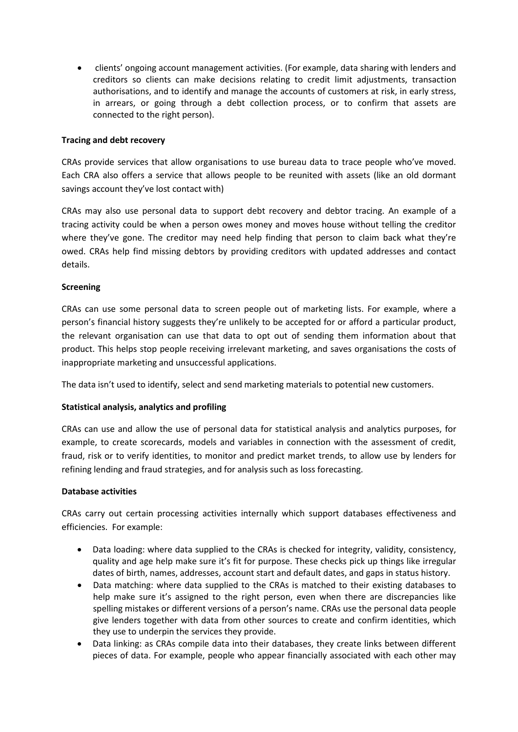- clients' ongoing account management activities. (For example, data sharing with lenders and creditors so clients can make decisions relating to credit limit adjustments, transaction authorisations, and to identify and manage the accounts of customers at risk, in early stress, in arrears, or going through a debt collection process, or to confirm that assets are connected to the right person).

**Tracing and debt recovery**

CRAs provide services that allow organisations to use bureau data to trace people who've moved. Each CRA also offers a service that allows people to be reunited with assets (like an old dormant savings account they've lost contact with)

CRAs may also use personal data to support debt recovery and debtor tracing. An example of a tracing activity could be when a person owes money and moves house without telling the creditor where they've gone. The creditor may need help finding that person to claim back what they're owed. CRAs help find missing debtors by providing creditors with updated addresses and contact details.

**Screening**

CRAs can use some personal data to screen people out of marketing lists. For example, where a person's financial history suggests they're unlikely to be accepted for or afford a particular product, the relevant organisation can use that data to opt out of sending them information about that product. This helps stop people receiving irrelevant marketing, and saves organisations the costs of inappropriate marketing and unsuccessful applications.

The data isn't used to identify, select and send marketing materials to potential new customers.

**Statistical analysis, analytics and profiling**

CRAs can use and allow the use of personal data for statistical analysis and analytics purposes, for example, to create scorecards, models and variables in connection with the assessment of credit, fraud, risk or to verify identities, to monitor and predict market trends, to allow use by lenders for refining lending and fraud strategies, and for analysis such as loss forecasting.

**Database activities**

CRAs carry out certain processing activities internally which support databases effectiveness and efficiencies. For example:

- Data loading: where data supplied to the CRAs is checked for integrity, validity, consistency, quality and age help make sure it's fit for purpose. These checks pick up things like irregular dates of birth, names, addresses, account start and default dates, and gaps in status history.
- Data matching: where data supplied to the CRAs is matched to their existing databases to help make sure it's assigned to the right person, even when there are discrepancies like spelling mistakes or different versions of a person's name. CRAs use the personal data people give lenders together with data from other sources to create and confirm identities, which they use to underpin the services they provide.
- Data linking: as CRAs compile data into their databases, they create links between different pieces of data. For example, people who appear financially associated with each other may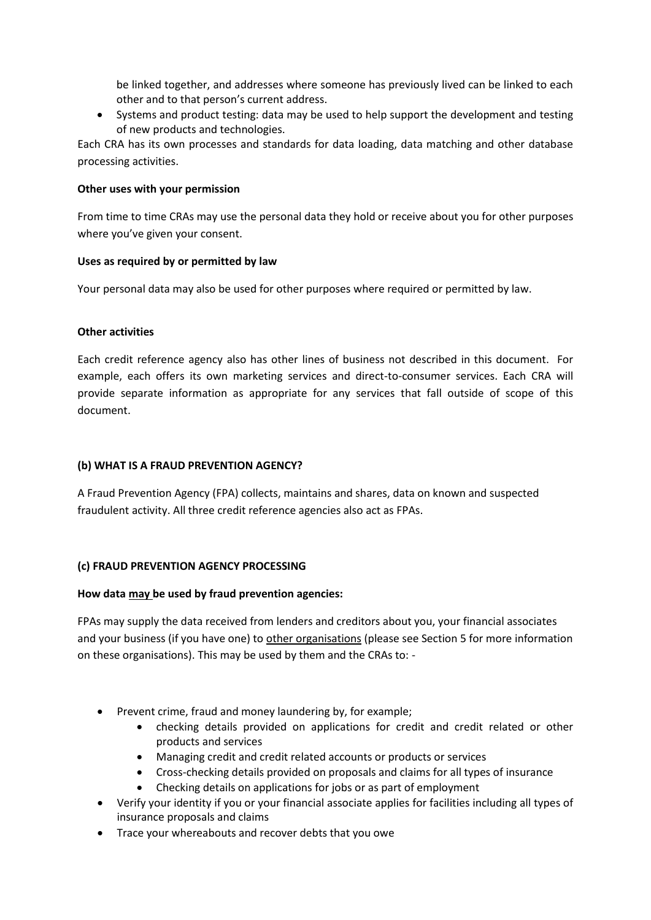be linked together, and addresses where someone has previously lived can be linked to each other and to that person's current address.

- Systems and product testing: data may be used to help support the development and testing of new products and technologies.

Each CRA has its own processes and standards for data loading, data matching and other database processing activities.

**Other uses with your permission**

From time to time CRAs may use the personal data they hold or receive about you for other purposes where you've given your consent.

**Uses as required by or permitted by law**

Your personal data may also be used for other purposes where required or permitted by law.

**Other activities**

Each credit reference agency also has other lines of business not described in this document. For example, each offers its own marketing services and direct-to-consumer services. Each CRA will provide separate information as appropriate for any services that fall outside of scope of this document.

**(b) WHAT IS A FRAUD PREVENTION AGENCY?**

A Fraud Prevention Agency (FPA) collects, maintains and shares, data on known and suspected fraudulent activity. All three credit reference agencies also act as FPAs.

**(c) FRAUD PREVENTION AGENCY PROCESSING**

**How data may be used by fraud prevention agencies:**

FPAs may supply the data received from lenders and creditors about you, your financial associates and your business (if you have one) to other organisations (please see Section 5 for more information on these organisations). This may be used by them and the CRAs to: -

- Prevent crime, fraud and money laundering by, for example;
  - checking details provided on applications for credit and credit related or other products and services
  - Managing credit and credit related accounts or products or services
  - Cross-checking details provided on proposals and claims for all types of insurance
  - Checking details on applications for jobs or as part of employment
- Verify your identity if you or your financial associate applies for facilities including all types of insurance proposals and claims
- Trace your whereabouts and recover debts that you owe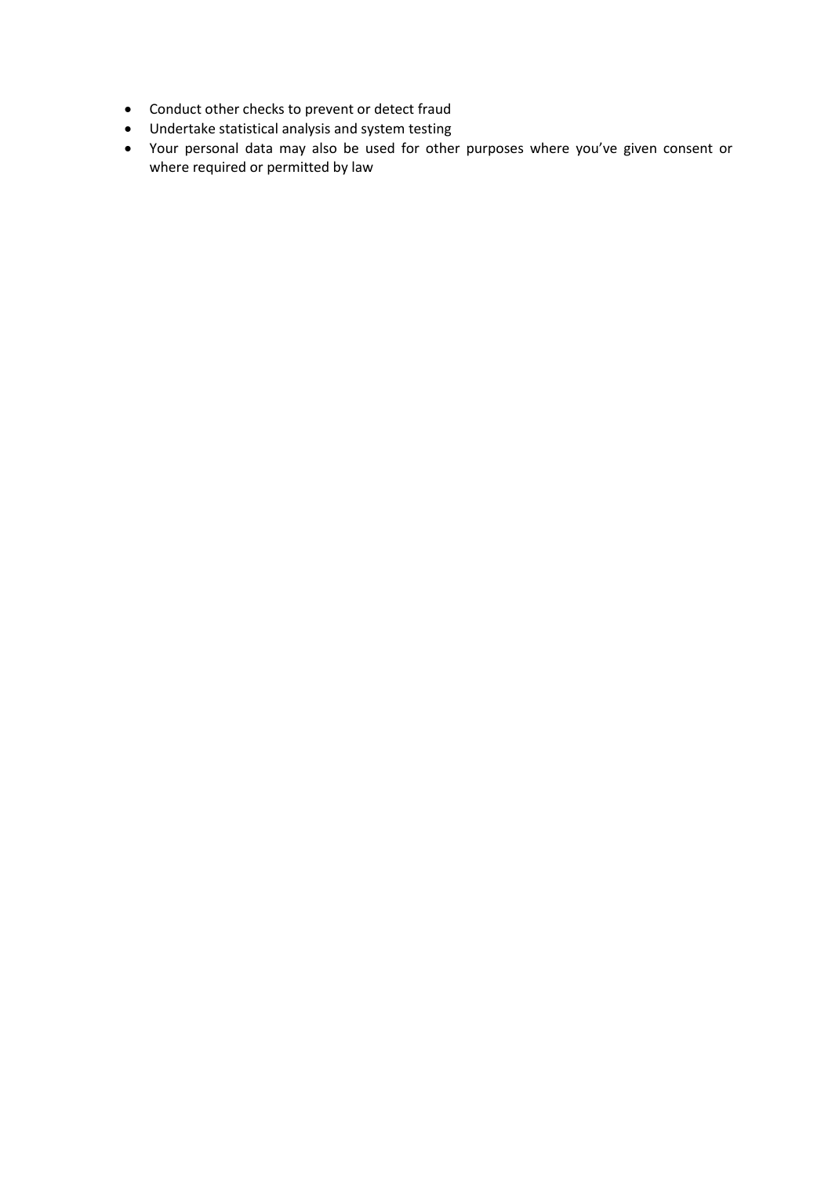- Conduct other checks to prevent or detect fraud
- Undertake statistical analysis and system testing
- Your personal data may also be used for other purposes where you've given consent or where required or permitted by law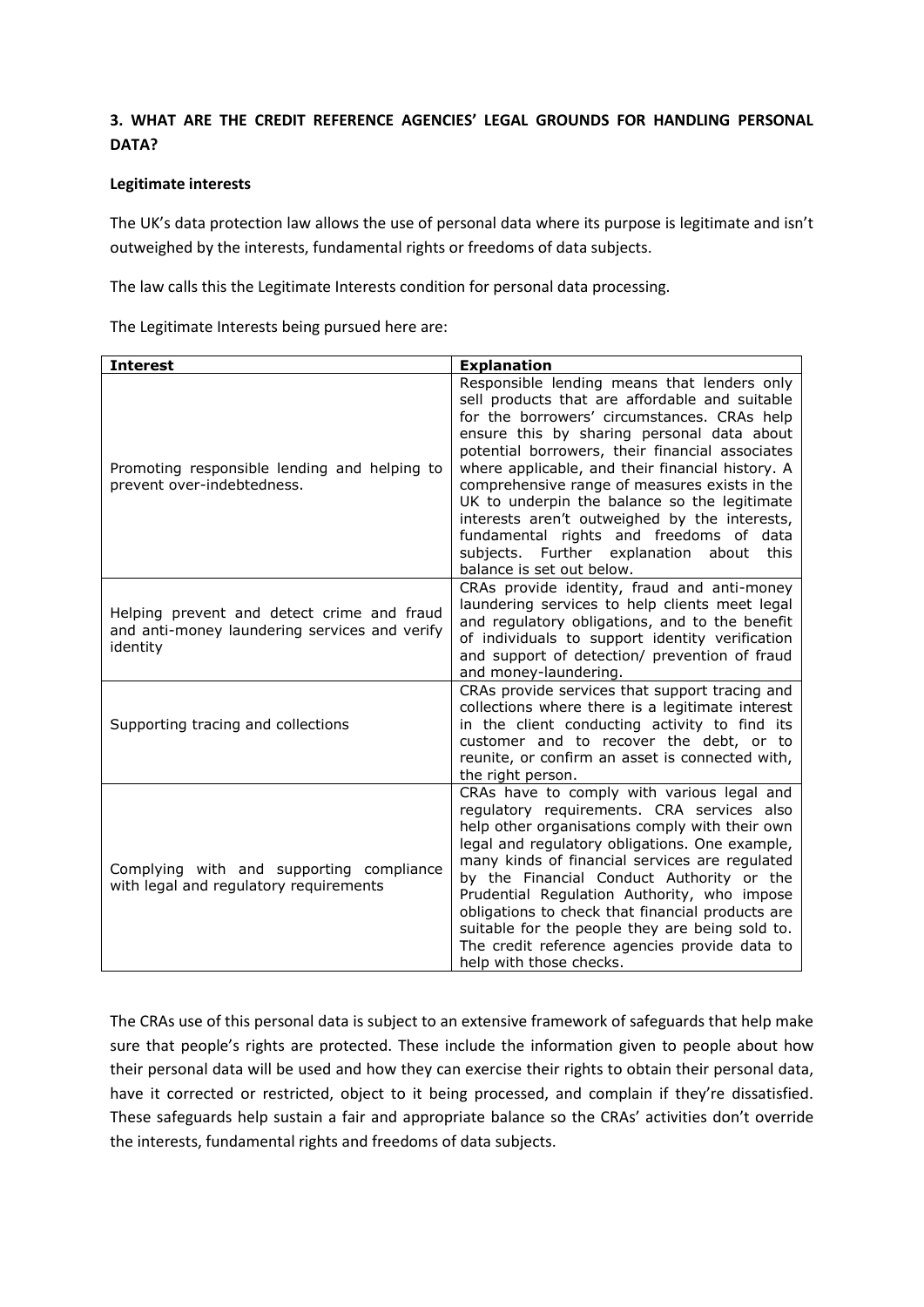## 3. WHAT ARE THE CREDIT REFERENCE AGENCIES' LEGAL GROUNDS FOR HANDLING PERSONAL DATA?

**Legitimate interests**

The UK's data protection law allows the use of personal data where its purpose is legitimate and isn't outweighed by the interests, fundamental rights or freedoms of data subjects.

The law calls this the Legitimate Interests condition for personal data processing.

The Legitimate Interests being pursued here are:

| Interest | Explanation |
|---|---|
| Promoting responsible lending and helping to prevent over-indebtedness. | Responsible lending means that lenders only sell products that are affordable and suitable for the borrowers' circumstances. CRAs help ensure this by sharing personal data about potential borrowers, their financial associates where applicable, and their financial history. A comprehensive range of measures exists in the UK to underpin the balance so the legitimate interests aren't outweighed by the interests, fundamental rights and freedoms of data subjects. Further explanation about this balance is set out below. |
| Helping prevent and detect crime and fraud and anti-money laundering services and verify identity | CRAs provide identity, fraud and anti-money laundering services to help clients meet legal and regulatory obligations, and to the benefit of individuals to support identity verification and support of detection/ prevention of fraud and money-laundering. |
| Supporting tracing and collections | CRAs provide services that support tracing and collections where there is a legitimate interest in the client conducting activity to find its customer and to recover the debt, or to reunite, or confirm an asset is connected with, the right person. |
| Complying with and supporting compliance with legal and regulatory requirements | CRAs have to comply with various legal and regulatory requirements. CRA services also help other organisations comply with their own legal and regulatory obligations. One example, many kinds of financial services are regulated by the Financial Conduct Authority or the Prudential Regulation Authority, who impose obligations to check that financial products are suitable for the people they are being sold to. The credit reference agencies provide data to help with those checks. |

The CRAs use of this personal data is subject to an extensive framework of safeguards that help make sure that people's rights are protected. These include the information given to people about how their personal data will be used and how they can exercise their rights to obtain their personal data, have it corrected or restricted, object to it being processed, and complain if they're dissatisfied. These safeguards help sustain a fair and appropriate balance so the CRAs' activities don't override the interests, fundamental rights and freedoms of data subjects.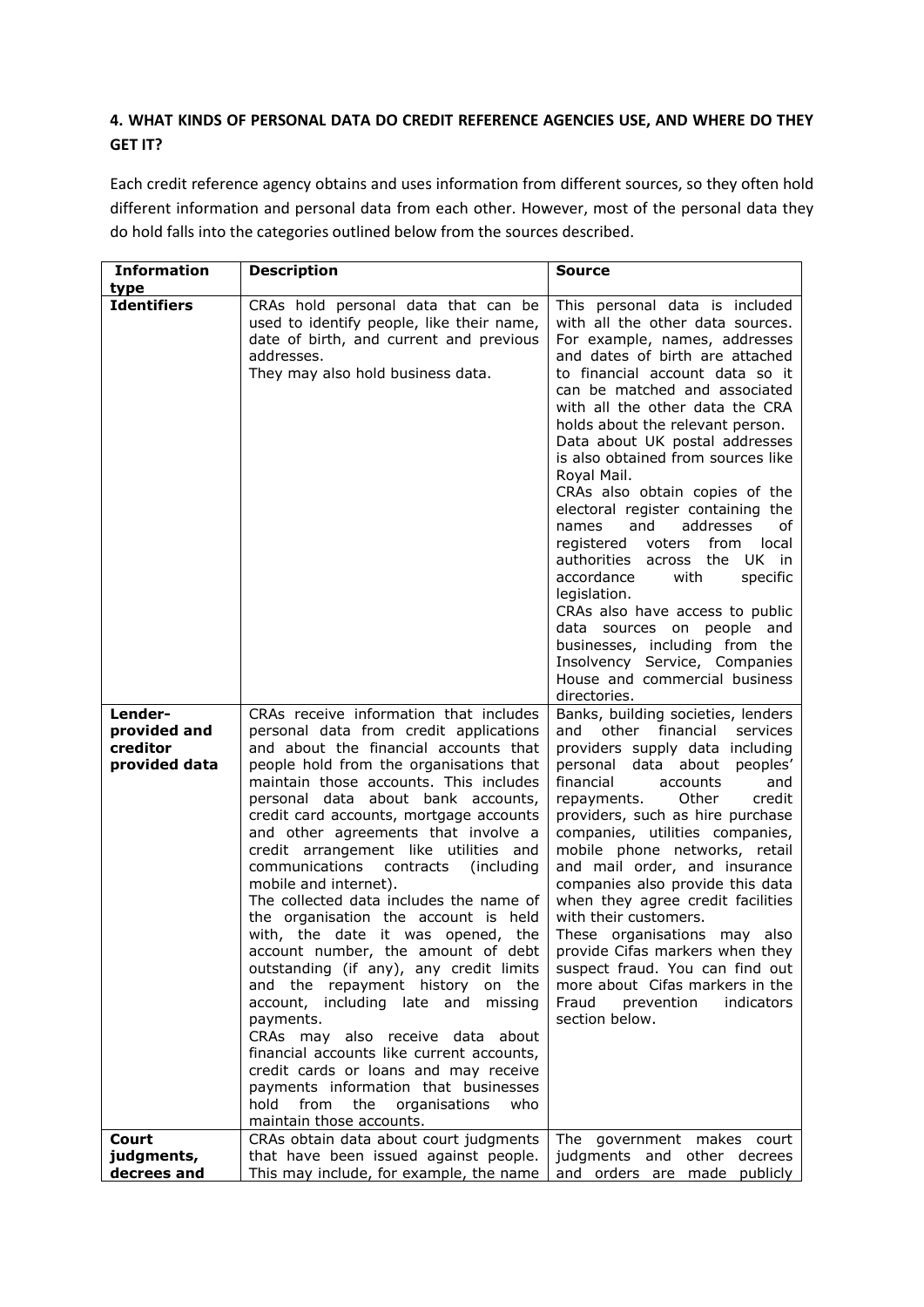## 4. WHAT KINDS OF PERSONAL DATA DO CREDIT REFERENCE AGENCIES USE, AND WHERE DO THEY GET IT?

Each credit reference agency obtains and uses information from different sources, so they often hold different information and personal data from each other. However, most of the personal data they do hold falls into the categories outlined below from the sources described.

| Information type | Description | Source |
| --- | --- | --- |
| **Identifiers** | CRAs hold personal data that can be used to identify people, like their name, date of birth, and current and previous addresses.<br>They may also hold business data. | This personal data is included with all the other data sources. For example, names, addresses and dates of birth are attached to financial account data so it can be matched and associated with all the other data the CRA holds about the relevant person.<br>Data about UK postal addresses is also obtained from sources like Royal Mail.<br>CRAs also obtain copies of the electoral register containing the names and addresses of registered voters from local authorities across the UK in accordance with specific legislation.<br>CRAs also have access to public data sources on people and businesses, including from the Insolvency Service, Companies House and commercial business directories. |
| **Lender-provided and creditor provided data** | CRAs receive information that includes personal data from credit applications and about the financial accounts that people hold from the organisations that maintain those accounts. This includes personal data about bank accounts, credit card accounts, mortgage accounts and other agreements that involve a credit arrangement like utilities and communications contracts (including mobile and internet).<br>The collected data includes the name of the organisation the account is held with, the date it was opened, the account number, the amount of debt outstanding (if any), any credit limits and the repayment history on the account, including late and missing payments.<br>CRAs may also receive data about financial accounts like current accounts, credit cards or loans and may receive payments information that businesses hold from the organisations who maintain those accounts. | Banks, building societies, lenders and other financial services providers supply data including personal data about peoples' financial accounts and repayments. Other credit providers, such as hire purchase companies, utilities companies, mobile phone networks, retail and mail order, and insurance companies also provide this data when they agree credit facilities with their customers.<br>These organisations may also provide Cifas markers when they suspect fraud. You can find out more about Cifas markers in the Fraud prevention indicators section below. |
| **Court judgments, decrees and** | CRAs obtain data about court judgments that have been issued against people. This may include, for example, the name | The government makes court judgments and other decrees and orders are made publicly |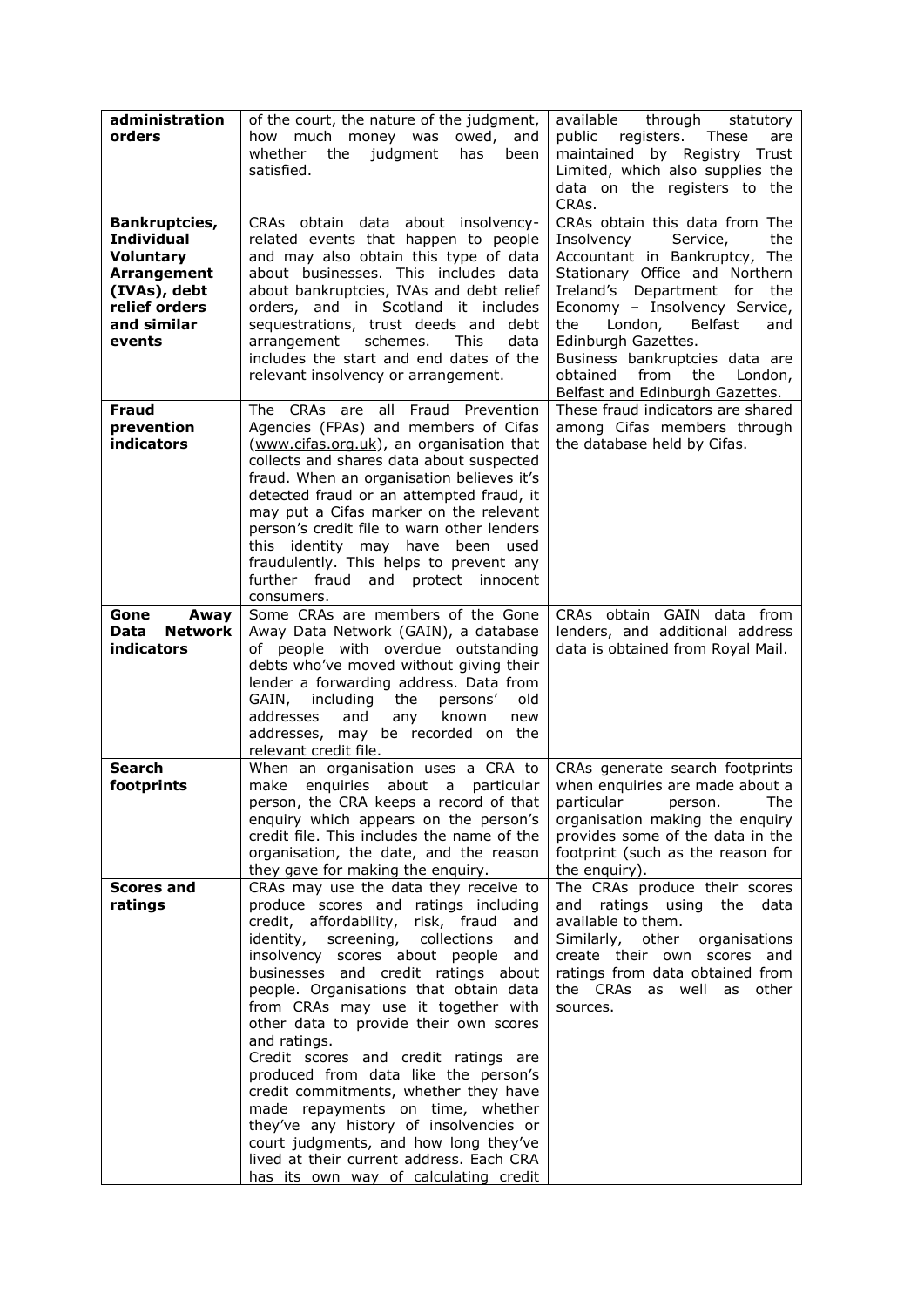| **administration orders** | of the court, the nature of the judgment, how much money was owed, and whether the judgment has been satisfied. | available through statutory public registers. These are maintained by Registry Trust Limited, which also supplies the data on the registers to the CRAs. |
|---|---|---|
| **Bankruptcies, Individual Voluntary Arrangement (IVAs), debt relief orders and similar events** | CRAs obtain data about insolvency-related events that happen to people and may also obtain this type of data about businesses. This includes data about bankruptcies, IVAs and debt relief orders, and in Scotland it includes sequestrations, trust deeds and debt arrangement schemes. This data includes the start and end dates of the relevant insolvency or arrangement. | CRAs obtain this data from The Insolvency Service, the Accountant in Bankruptcy, The Stationary Office and Northern Ireland's Department for the Economy – Insolvency Service, the London, Belfast and Edinburgh Gazettes.<br>Business bankruptcies data are obtained from the London, Belfast and Edinburgh Gazettes. |
| **Fraud prevention indicators** | The CRAs are all Fraud Prevention Agencies (FPAs) and members of Cifas (www.cifas.org.uk), an organisation that collects and shares data about suspected fraud. When an organisation believes it's detected fraud or an attempted fraud, it may put a Cifas marker on the relevant person's credit file to warn other lenders this identity may have been used fraudulently. This helps to prevent any further fraud and protect innocent consumers. | These fraud indicators are shared among Cifas members through the database held by Cifas. |
| **Gone Away Data Network indicators** | Some CRAs are members of the Gone Away Data Network (GAIN), a database of people with overdue outstanding debts who've moved without giving their lender a forwarding address. Data from GAIN, including the persons' old addresses and any known new addresses, may be recorded on the relevant credit file. | CRAs obtain GAIN data from lenders, and additional address data is obtained from Royal Mail. |
| **Search footprints** | When an organisation uses a CRA to make enquiries about a particular person, the CRA keeps a record of that enquiry which appears on the person's credit file. This includes the name of the organisation, the date, and the reason they gave for making the enquiry. | CRAs generate search footprints when enquiries are made about a particular person. The organisation making the enquiry provides some of the data in the footprint (such as the reason for the enquiry). |
| **Scores and ratings** | CRAs may use the data they receive to produce scores and ratings including credit, affordability, risk, fraud and identity, screening, collections and insolvency scores about people and businesses and credit ratings about people. Organisations that obtain data from CRAs may use it together with other data to provide their own scores and ratings.<br>Credit scores and credit ratings are produced from data like the person's credit commitments, whether they have made repayments on time, whether they've any history of insolvencies or court judgments, and how long they've lived at their current address. Each CRA has its own way of calculating credit | The CRAs produce their scores and ratings using the data available to them.<br>Similarly, other organisations create their own scores and ratings from data obtained from the CRAs as well as other sources. |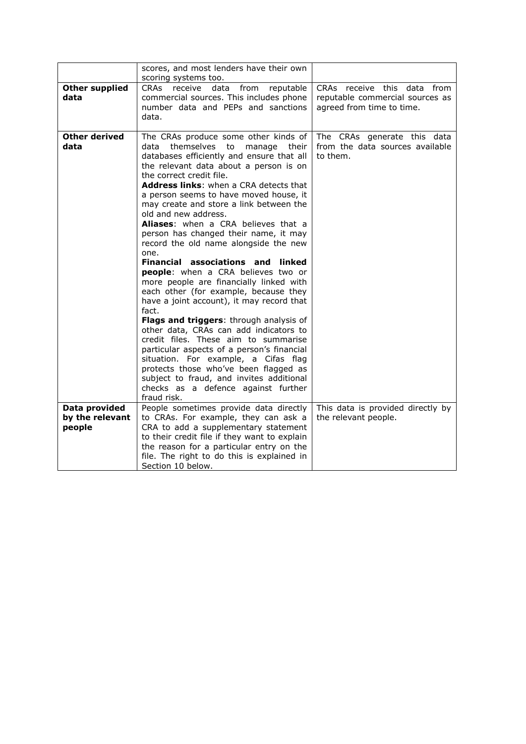|  |  |  |
|---|---|---|
|  | scores, and most lenders have their own scoring systems too. |  |
| **Other supplied data** | CRAs receive data from reputable commercial sources. This includes phone number data and PEPs and sanctions data. | CRAs receive this data from reputable commercial sources as agreed from time to time. |
| **Other derived data** | The CRAs produce some other kinds of data themselves to manage their databases efficiently and ensure that all the relevant data about a person is on the correct credit file.<br>**Address links**: when a CRA detects that a person seems to have moved house, it may create and store a link between the old and new address.<br>**Aliases**: when a CRA believes that a person has changed their name, it may record the old name alongside the new one.<br>**Financial associations and linked people**: when a CRA believes two or more people are financially linked with each other (for example, because they have a joint account), it may record that fact.<br>**Flags and triggers**: through analysis of other data, CRAs can add indicators to credit files. These aim to summarise particular aspects of a person's financial situation. For example, a Cifas flag protects those who've been flagged as subject to fraud, and invites additional checks as a defence against further fraud risk. | The CRAs generate this data from the data sources available to them. |
| **Data provided by the relevant people** | People sometimes provide data directly to CRAs. For example, they can ask a CRA to add a supplementary statement to their credit file if they want to explain the reason for a particular entry on the file. The right to do this is explained in Section 10 below. | This data is provided directly by the relevant people. |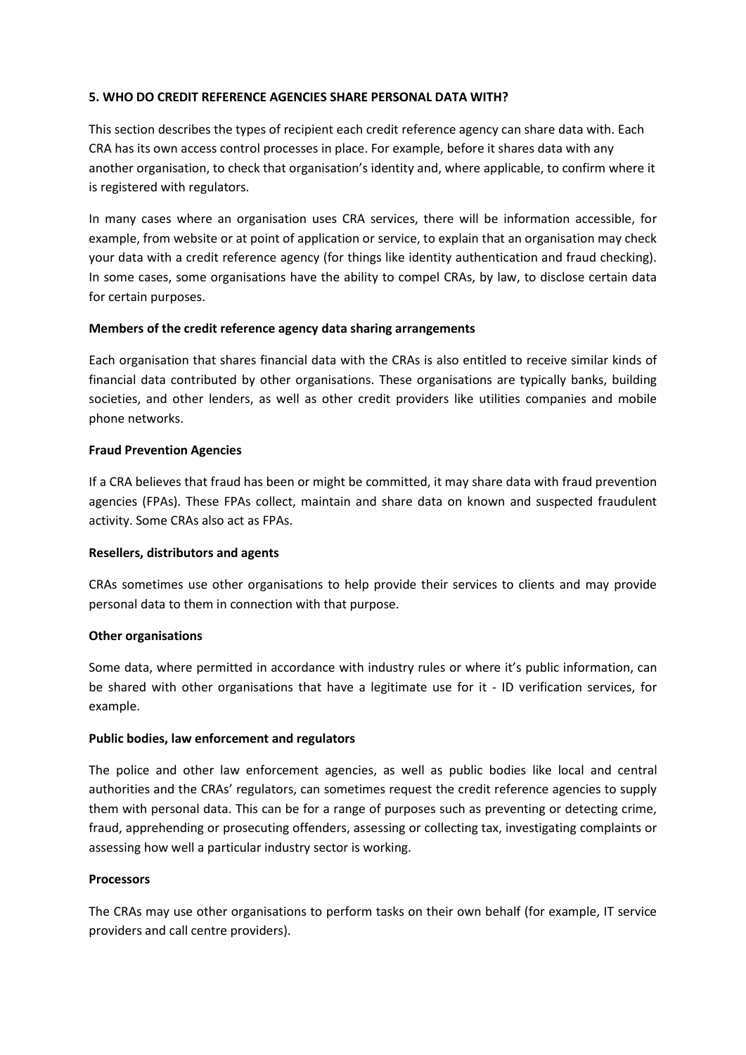## 5. WHO DO CREDIT REFERENCE AGENCIES SHARE PERSONAL DATA WITH?

This section describes the types of recipient each credit reference agency can share data with. Each CRA has its own access control processes in place. For example, before it shares data with any another organisation, to check that organisation's identity and, where applicable, to confirm where it is registered with regulators.

In many cases where an organisation uses CRA services, there will be information accessible, for example, from website or at point of application or service, to explain that an organisation may check your data with a credit reference agency (for things like identity authentication and fraud checking). In some cases, some organisations have the ability to compel CRAs, by law, to disclose certain data for certain purposes.

**Members of the credit reference agency data sharing arrangements**

Each organisation that shares financial data with the CRAs is also entitled to receive similar kinds of financial data contributed by other organisations. These organisations are typically banks, building societies, and other lenders, as well as other credit providers like utilities companies and mobile phone networks.

**Fraud Prevention Agencies**

If a CRA believes that fraud has been or might be committed, it may share data with fraud prevention agencies (FPAs). These FPAs collect, maintain and share data on known and suspected fraudulent activity. Some CRAs also act as FPAs.

**Resellers, distributors and agents**

CRAs sometimes use other organisations to help provide their services to clients and may provide personal data to them in connection with that purpose.

**Other organisations**

Some data, where permitted in accordance with industry rules or where it's public information, can be shared with other organisations that have a legitimate use for it - ID verification services, for example.

**Public bodies, law enforcement and regulators**

The police and other law enforcement agencies, as well as public bodies like local and central authorities and the CRAs' regulators, can sometimes request the credit reference agencies to supply them with personal data. This can be for a range of purposes such as preventing or detecting crime, fraud, apprehending or prosecuting offenders, assessing or collecting tax, investigating complaints or assessing how well a particular industry sector is working.

**Processors**

The CRAs may use other organisations to perform tasks on their own behalf (for example, IT service providers and call centre providers).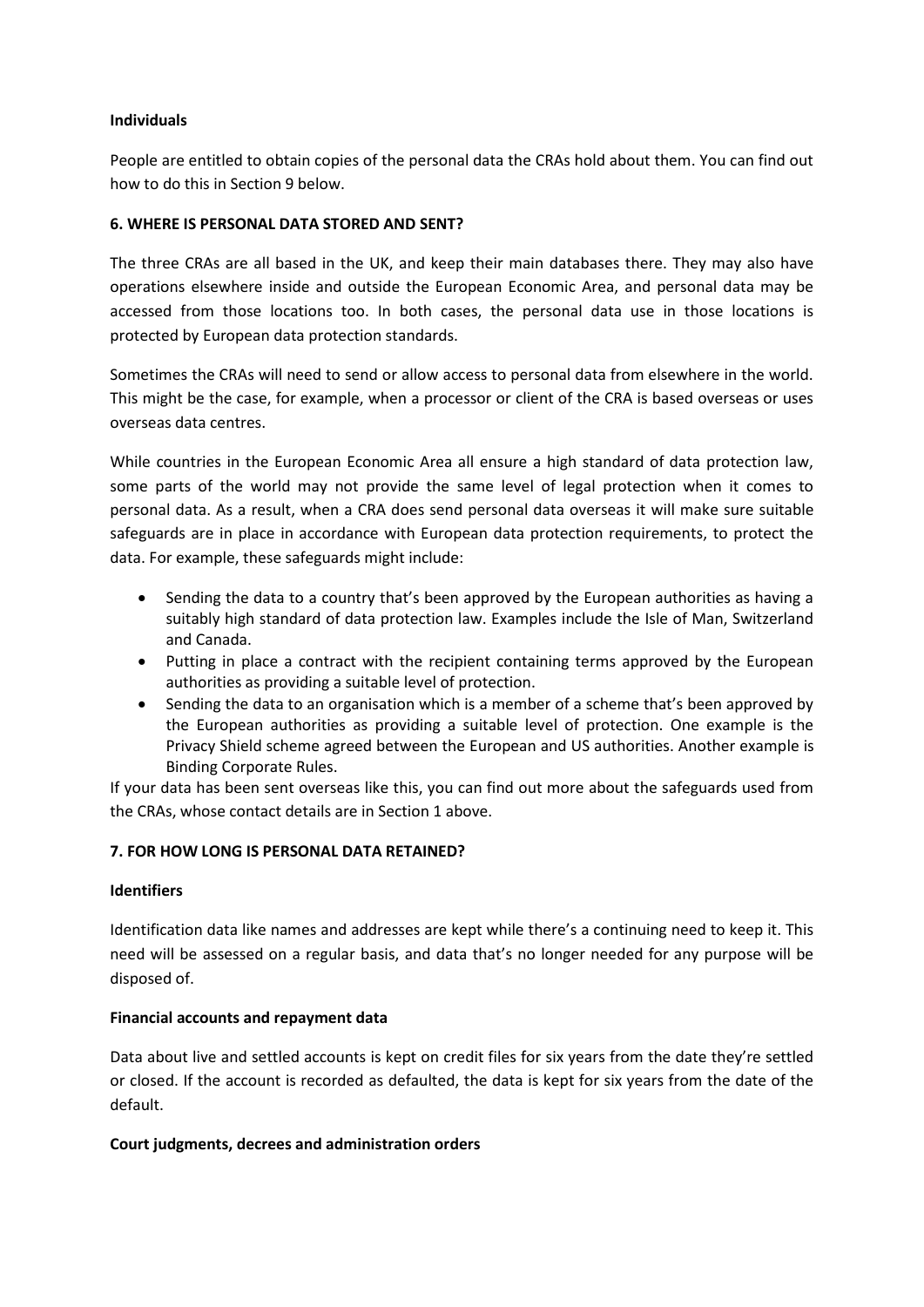**Individuals**

People are entitled to obtain copies of the personal data the CRAs hold about them. You can find out how to do this in Section 9 below.

## 6. WHERE IS PERSONAL DATA STORED AND SENT?

The three CRAs are all based in the UK, and keep their main databases there. They may also have operations elsewhere inside and outside the European Economic Area, and personal data may be accessed from those locations too. In both cases, the personal data use in those locations is protected by European data protection standards.

Sometimes the CRAs will need to send or allow access to personal data from elsewhere in the world. This might be the case, for example, when a processor or client of the CRA is based overseas or uses overseas data centres.

While countries in the European Economic Area all ensure a high standard of data protection law, some parts of the world may not provide the same level of legal protection when it comes to personal data. As a result, when a CRA does send personal data overseas it will make sure suitable safeguards are in place in accordance with European data protection requirements, to protect the data. For example, these safeguards might include:

- Sending the data to a country that's been approved by the European authorities as having a suitably high standard of data protection law. Examples include the Isle of Man, Switzerland and Canada.
- Putting in place a contract with the recipient containing terms approved by the European authorities as providing a suitable level of protection.
- Sending the data to an organisation which is a member of a scheme that's been approved by the European authorities as providing a suitable level of protection. One example is the Privacy Shield scheme agreed between the European and US authorities. Another example is Binding Corporate Rules.

If your data has been sent overseas like this, you can find out more about the safeguards used from the CRAs, whose contact details are in Section 1 above.

## 7. FOR HOW LONG IS PERSONAL DATA RETAINED?

**Identifiers**

Identification data like names and addresses are kept while there's a continuing need to keep it. This need will be assessed on a regular basis, and data that's no longer needed for any purpose will be disposed of.

**Financial accounts and repayment data**

Data about live and settled accounts is kept on credit files for six years from the date they're settled or closed. If the account is recorded as defaulted, the data is kept for six years from the date of the default.

**Court judgments, decrees and administration orders**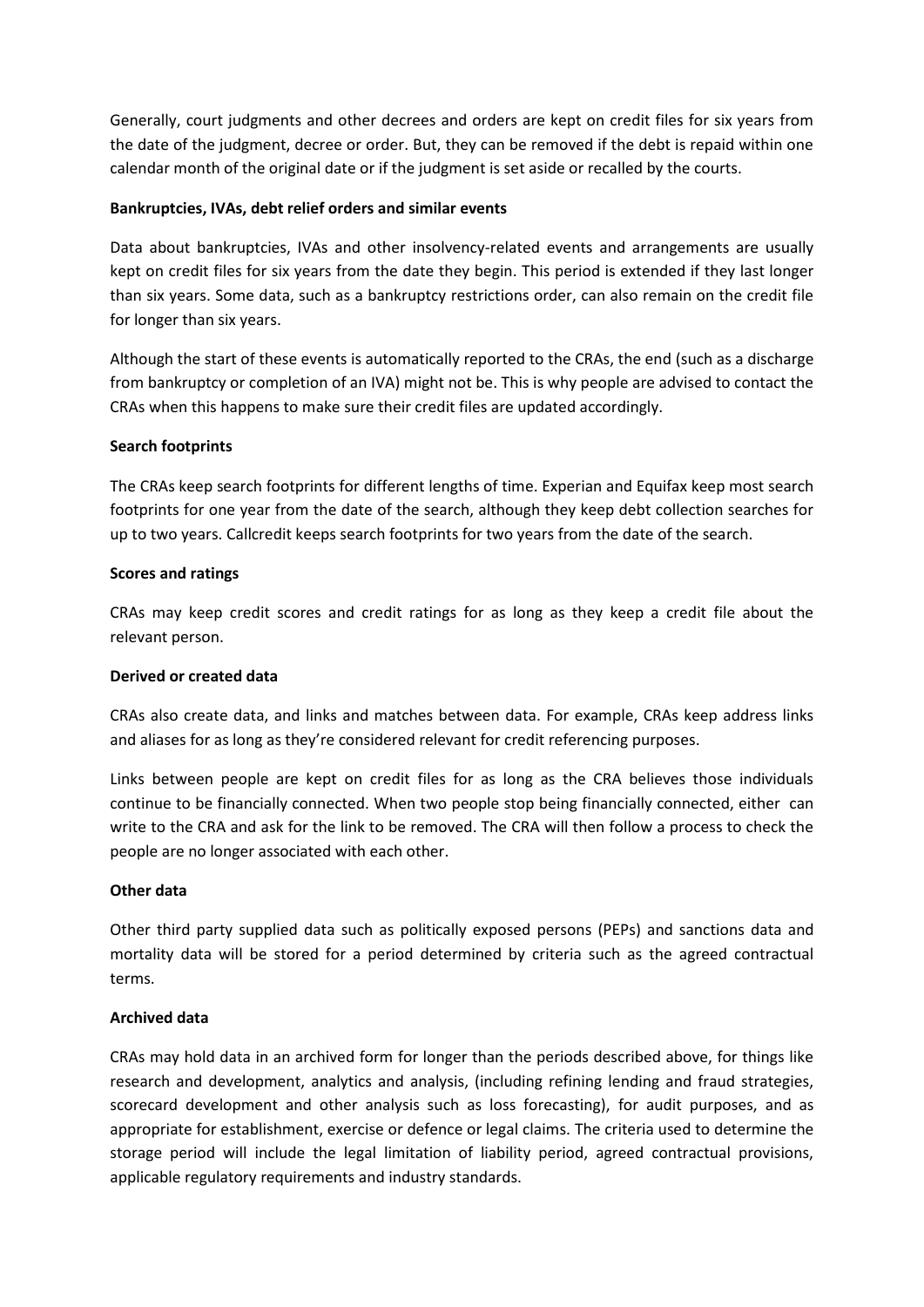Generally, court judgments and other decrees and orders are kept on credit files for six years from the date of the judgment, decree or order. But, they can be removed if the debt is repaid within one calendar month of the original date or if the judgment is set aside or recalled by the courts.

**Bankruptcies, IVAs, debt relief orders and similar events**

Data about bankruptcies, IVAs and other insolvency-related events and arrangements are usually kept on credit files for six years from the date they begin. This period is extended if they last longer than six years. Some data, such as a bankruptcy restrictions order, can also remain on the credit file for longer than six years.

Although the start of these events is automatically reported to the CRAs, the end (such as a discharge from bankruptcy or completion of an IVA) might not be. This is why people are advised to contact the CRAs when this happens to make sure their credit files are updated accordingly.

**Search footprints**

The CRAs keep search footprints for different lengths of time. Experian and Equifax keep most search footprints for one year from the date of the search, although they keep debt collection searches for up to two years. Callcredit keeps search footprints for two years from the date of the search.

**Scores and ratings**

CRAs may keep credit scores and credit ratings for as long as they keep a credit file about the relevant person.

**Derived or created data**

CRAs also create data, and links and matches between data. For example, CRAs keep address links and aliases for as long as they're considered relevant for credit referencing purposes.

Links between people are kept on credit files for as long as the CRA believes those individuals continue to be financially connected. When two people stop being financially connected, either can write to the CRA and ask for the link to be removed. The CRA will then follow a process to check the people are no longer associated with each other.

**Other data**

Other third party supplied data such as politically exposed persons (PEPs) and sanctions data and mortality data will be stored for a period determined by criteria such as the agreed contractual terms.

**Archived data**

CRAs may hold data in an archived form for longer than the periods described above, for things like research and development, analytics and analysis, (including refining lending and fraud strategies, scorecard development and other analysis such as loss forecasting), for audit purposes, and as appropriate for establishment, exercise or defence or legal claims. The criteria used to determine the storage period will include the legal limitation of liability period, agreed contractual provisions, applicable regulatory requirements and industry standards.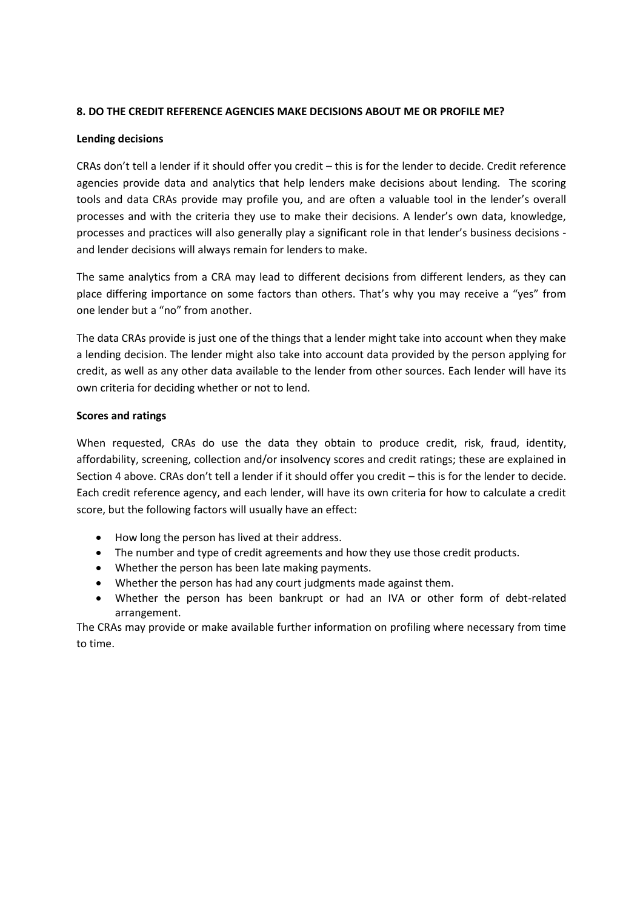## 8. DO THE CREDIT REFERENCE AGENCIES MAKE DECISIONS ABOUT ME OR PROFILE ME?

### Lending decisions

CRAs don't tell a lender if it should offer you credit – this is for the lender to decide. Credit reference agencies provide data and analytics that help lenders make decisions about lending. The scoring tools and data CRAs provide may profile you, and are often a valuable tool in the lender's overall processes and with the criteria they use to make their decisions. A lender's own data, knowledge, processes and practices will also generally play a significant role in that lender's business decisions - and lender decisions will always remain for lenders to make.

The same analytics from a CRA may lead to different decisions from different lenders, as they can place differing importance on some factors than others. That's why you may receive a "yes" from one lender but a "no" from another.

The data CRAs provide is just one of the things that a lender might take into account when they make a lending decision. The lender might also take into account data provided by the person applying for credit, as well as any other data available to the lender from other sources. Each lender will have its own criteria for deciding whether or not to lend.

### Scores and ratings

When requested, CRAs do use the data they obtain to produce credit, risk, fraud, identity, affordability, screening, collection and/or insolvency scores and credit ratings; these are explained in Section 4 above. CRAs don't tell a lender if it should offer you credit – this is for the lender to decide. Each credit reference agency, and each lender, will have its own criteria for how to calculate a credit score, but the following factors will usually have an effect:

- How long the person has lived at their address.
- The number and type of credit agreements and how they use those credit products.
- Whether the person has been late making payments.
- Whether the person has had any court judgments made against them.
- Whether the person has been bankrupt or had an IVA or other form of debt-related arrangement.

The CRAs may provide or make available further information on profiling where necessary from time to time.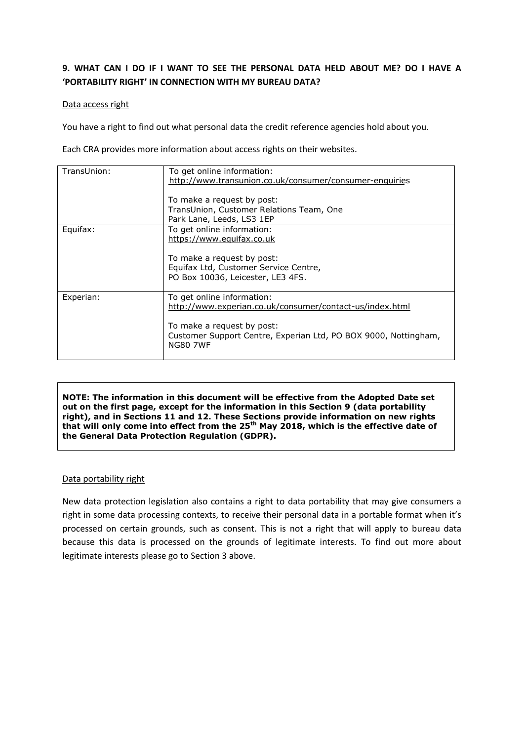## 9. WHAT CAN I DO IF I WANT TO SEE THE PERSONAL DATA HELD ABOUT ME? DO I HAVE A 'PORTABILITY RIGHT' IN CONNECTION WITH MY BUREAU DATA?

Data access right

You have a right to find out what personal data the credit reference agencies hold about you.

Each CRA provides more information about access rights on their websites.

| | |
|---|---|
| TransUnion: | To get online information:<br>http://www.transunion.co.uk/consumer/consumer-enquiries<br><br>To make a request by post:<br>TransUnion, Customer Relations Team, One Park Lane, Leeds, LS3 1EP |
| Equifax: | To get online information:<br>https://www.equifax.co.uk<br><br>To make a request by post:<br>Equifax Ltd, Customer Service Centre,<br>PO Box 10036, Leicester, LE3 4FS. |
| Experian: | To get online information:<br>http://www.experian.co.uk/consumer/contact-us/index.html<br><br>To make a request by post:<br>Customer Support Centre, Experian Ltd, PO BOX 9000, Nottingham, NG80 7WF |

**NOTE: The information in this document will be effective from the Adopted Date set out on the first page, except for the information in this Section 9 (data portability right), and in Sections 11 and 12. These Sections provide information on new rights that will only come into effect from the 25th May 2018, which is the effective date of the General Data Protection Regulation (GDPR).**

Data portability right

New data protection legislation also contains a right to data portability that may give consumers a right in some data processing contexts, to receive their personal data in a portable format when it's processed on certain grounds, such as consent. This is not a right that will apply to bureau data because this data is processed on the grounds of legitimate interests. To find out more about legitimate interests please go to Section 3 above.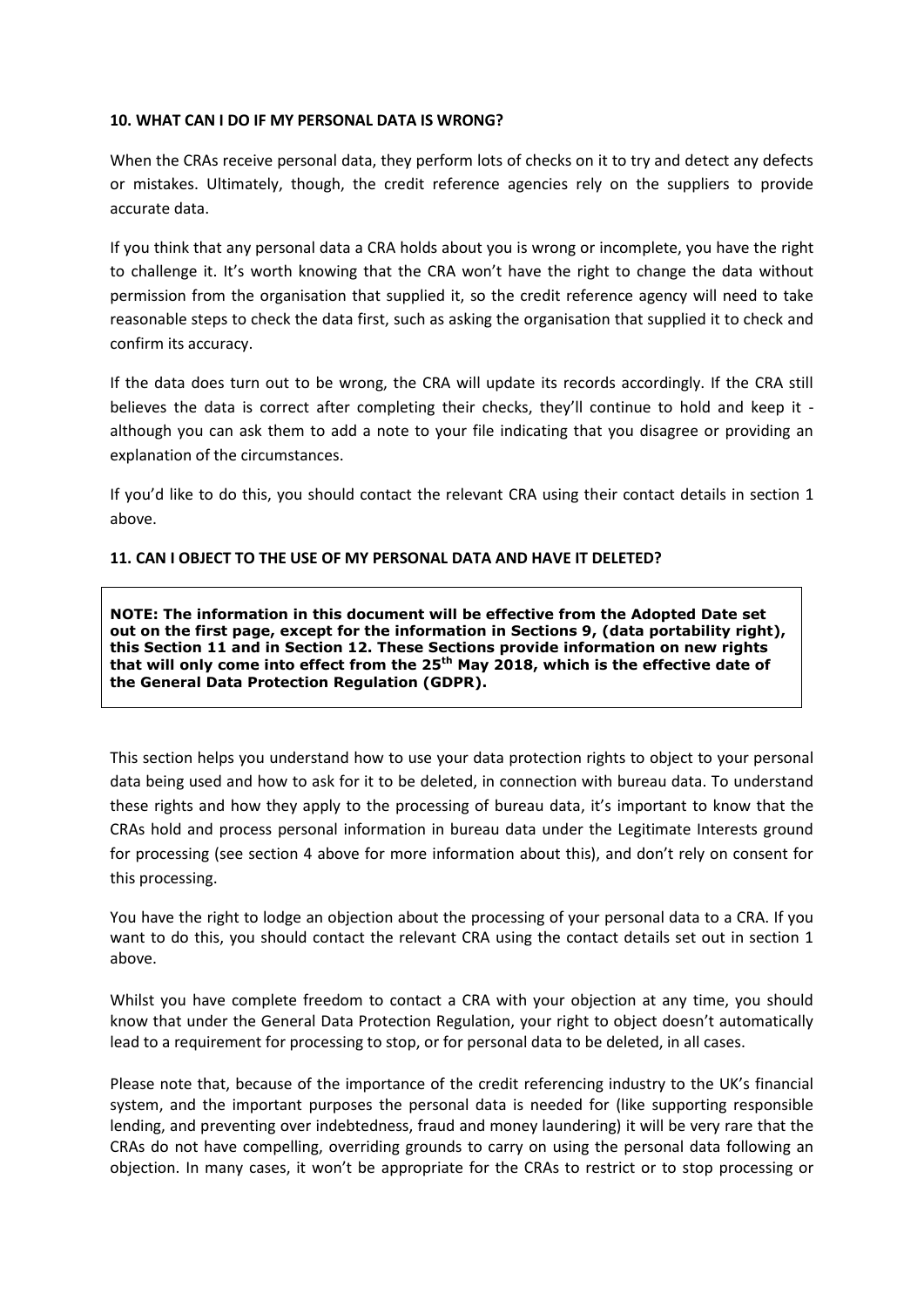## 10. WHAT CAN I DO IF MY PERSONAL DATA IS WRONG?

When the CRAs receive personal data, they perform lots of checks on it to try and detect any defects or mistakes. Ultimately, though, the credit reference agencies rely on the suppliers to provide accurate data.

If you think that any personal data a CRA holds about you is wrong or incomplete, you have the right to challenge it. It's worth knowing that the CRA won't have the right to change the data without permission from the organisation that supplied it, so the credit reference agency will need to take reasonable steps to check the data first, such as asking the organisation that supplied it to check and confirm its accuracy.

If the data does turn out to be wrong, the CRA will update its records accordingly. If the CRA still believes the data is correct after completing their checks, they'll continue to hold and keep it - although you can ask them to add a note to your file indicating that you disagree or providing an explanation of the circumstances.

If you'd like to do this, you should contact the relevant CRA using their contact details in section 1 above.

## 11. CAN I OBJECT TO THE USE OF MY PERSONAL DATA AND HAVE IT DELETED?

**NOTE: The information in this document will be effective from the Adopted Date set out on the first page, except for the information in Sections 9, (data portability right), this Section 11 and in Section 12. These Sections provide information on new rights that will only come into effect from the 25th May 2018, which is the effective date of the General Data Protection Regulation (GDPR).**

This section helps you understand how to use your data protection rights to object to your personal data being used and how to ask for it to be deleted, in connection with bureau data. To understand these rights and how they apply to the processing of bureau data, it's important to know that the CRAs hold and process personal information in bureau data under the Legitimate Interests ground for processing (see section 4 above for more information about this), and don't rely on consent for this processing.

You have the right to lodge an objection about the processing of your personal data to a CRA. If you want to do this, you should contact the relevant CRA using the contact details set out in section 1 above.

Whilst you have complete freedom to contact a CRA with your objection at any time, you should know that under the General Data Protection Regulation, your right to object doesn't automatically lead to a requirement for processing to stop, or for personal data to be deleted, in all cases.

Please note that, because of the importance of the credit referencing industry to the UK's financial system, and the important purposes the personal data is needed for (like supporting responsible lending, and preventing over indebtedness, fraud and money laundering) it will be very rare that the CRAs do not have compelling, overriding grounds to carry on using the personal data following an objection. In many cases, it won't be appropriate for the CRAs to restrict or to stop processing or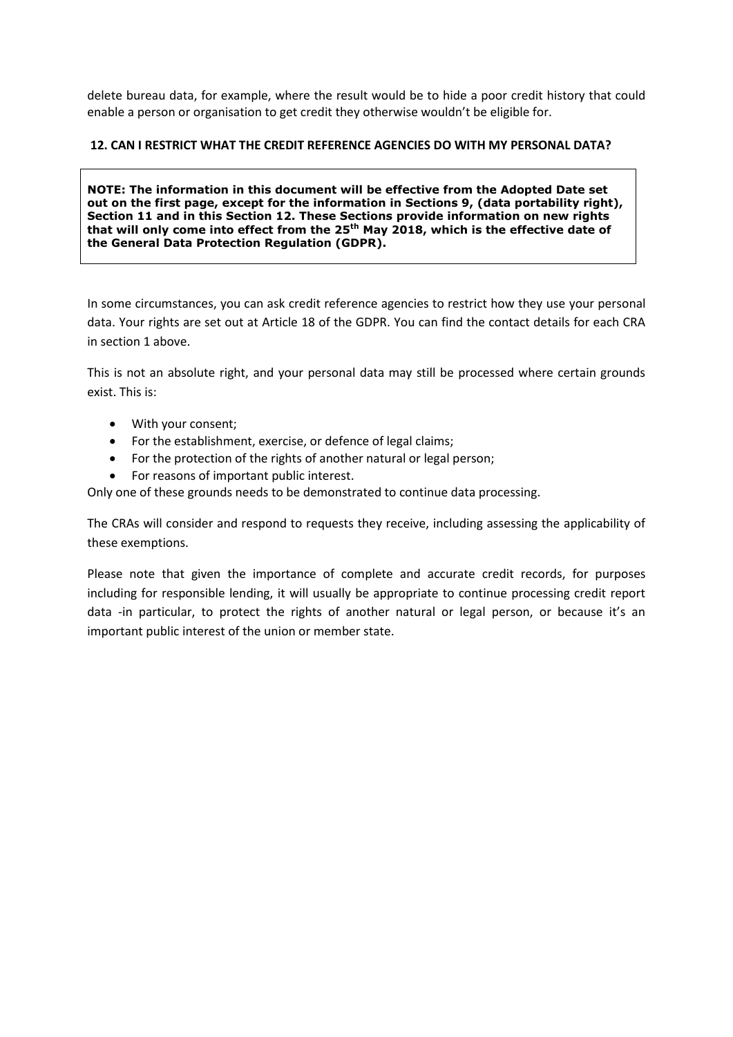delete bureau data, for example, where the result would be to hide a poor credit history that could enable a person or organisation to get credit they otherwise wouldn't be eligible for.

## 12. CAN I RESTRICT WHAT THE CREDIT REFERENCE AGENCIES DO WITH MY PERSONAL DATA?

> **NOTE: The information in this document will be effective from the Adopted Date set out on the first page, except for the information in Sections 9, (data portability right), Section 11 and in this Section 12. These Sections provide information on new rights that will only come into effect from the 25th May 2018, which is the effective date of the General Data Protection Regulation (GDPR).**

In some circumstances, you can ask credit reference agencies to restrict how they use your personal data. Your rights are set out at Article 18 of the GDPR. You can find the contact details for each CRA in section 1 above.

This is not an absolute right, and your personal data may still be processed where certain grounds exist. This is:

- With your consent;
- For the establishment, exercise, or defence of legal claims;
- For the protection of the rights of another natural or legal person;
- For reasons of important public interest.

Only one of these grounds needs to be demonstrated to continue data processing.

The CRAs will consider and respond to requests they receive, including assessing the applicability of these exemptions.

Please note that given the importance of complete and accurate credit records, for purposes including for responsible lending, it will usually be appropriate to continue processing credit report data -in particular, to protect the rights of another natural or legal person, or because it's an important public interest of the union or member state.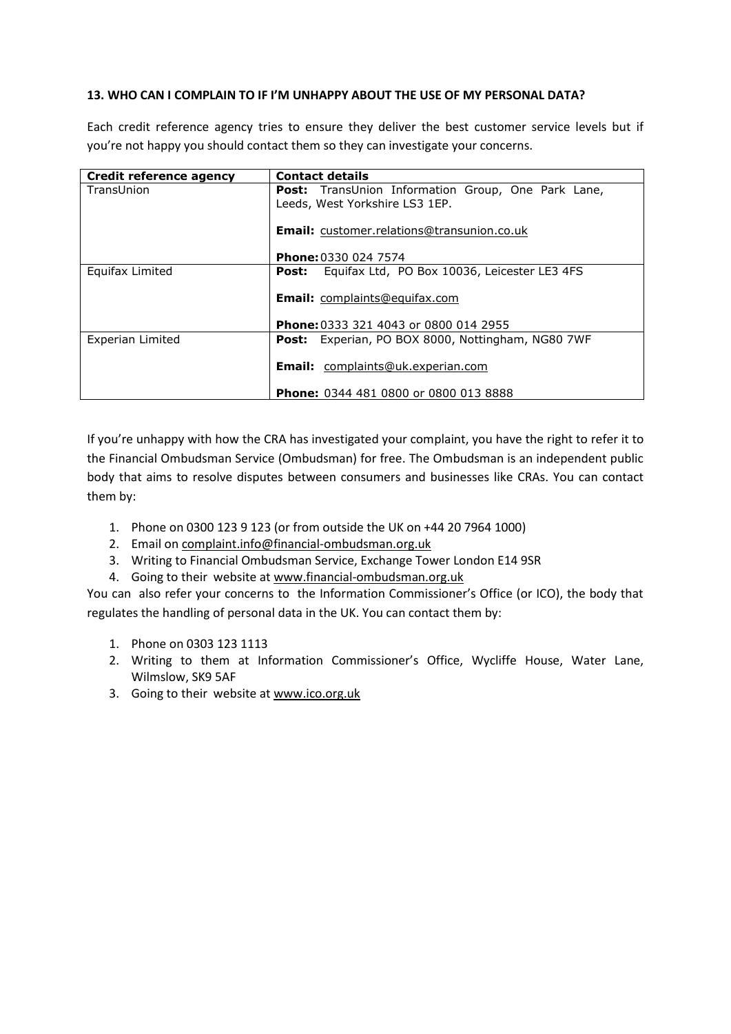**13. WHO CAN I COMPLAIN TO IF I'M UNHAPPY ABOUT THE USE OF MY PERSONAL DATA?**

Each credit reference agency tries to ensure they deliver the best customer service levels but if you're not happy you should contact them so they can investigate your concerns.

| Credit reference agency | Contact details |
|---|---|
| TransUnion | **Post:** TransUnion Information Group, One Park Lane, Leeds, West Yorkshire LS3 1EP.<br><br>**Email:** customer.relations@transunion.co.uk<br><br>**Phone:** 0330 024 7574 |
| Equifax Limited | **Post:** Equifax Ltd, PO Box 10036, Leicester LE3 4FS<br><br>**Email:** complaints@equifax.com<br><br>**Phone:** 0333 321 4043 or 0800 014 2955 |
| Experian Limited | **Post:** Experian, PO BOX 8000, Nottingham, NG80 7WF<br><br>**Email:** complaints@uk.experian.com<br><br>**Phone:** 0344 481 0800 or 0800 013 8888 |

If you're unhappy with how the CRA has investigated your complaint, you have the right to refer it to the Financial Ombudsman Service (Ombudsman) for free. The Ombudsman is an independent public body that aims to resolve disputes between consumers and businesses like CRAs. You can contact them by:

1. Phone on 0300 123 9 123 (or from outside the UK on +44 20 7964 1000)
2. Email on complaint.info@financial-ombudsman.org.uk
3. Writing to Financial Ombudsman Service, Exchange Tower London E14 9SR
4. Going to their website at www.financial-ombudsman.org.uk

You can also refer your concerns to the Information Commissioner's Office (or ICO), the body that regulates the handling of personal data in the UK. You can contact them by:

1. Phone on 0303 123 1113
2. Writing to them at Information Commissioner's Office, Wycliffe House, Water Lane, Wilmslow, SK9 5AF
3. Going to their website at www.ico.org.uk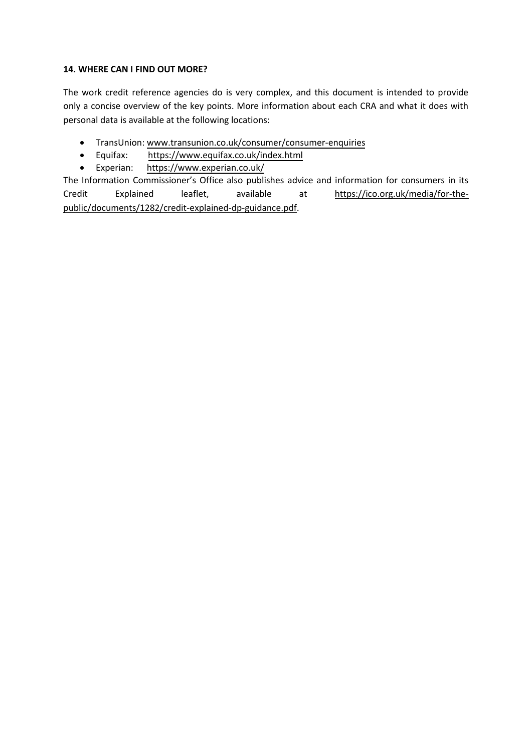#### 14. WHERE CAN I FIND OUT MORE?

The work credit reference agencies do is very complex, and this document is intended to provide only a concise overview of the key points. More information about each CRA and what it does with personal data is available at the following locations:

- TransUnion: www.transunion.co.uk/consumer/consumer-enquiries
- Equifax: https://www.equifax.co.uk/index.html
- Experian: https://www.experian.co.uk/

The Information Commissioner's Office also publishes advice and information for consumers in its Credit Explained leaflet, available at https://ico.org.uk/media/for-the-public/documents/1282/credit-explained-dp-guidance.pdf.